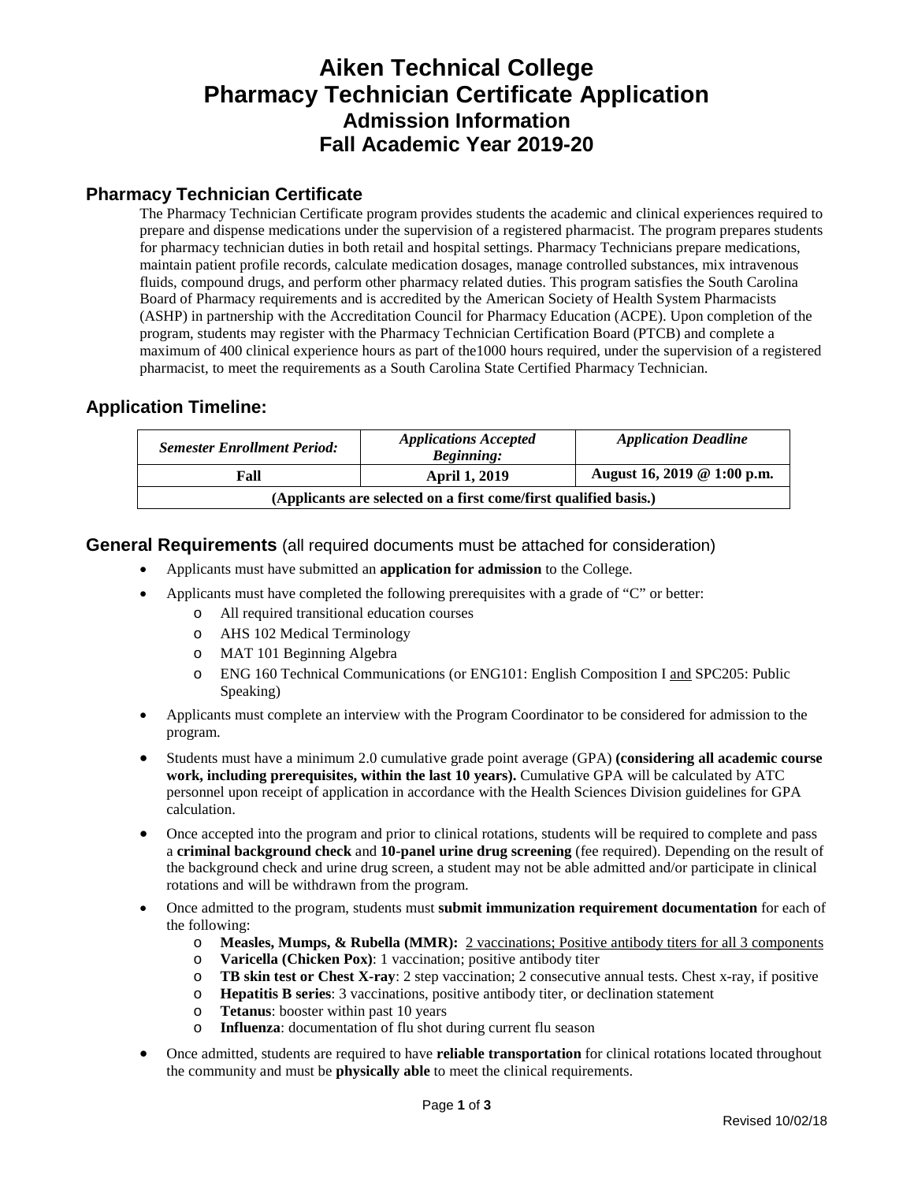# Aiken Technical College
# Pharmacy Technician Certificate Application
## Admission Information
## Fall Academic Year 2019-20

## Pharmacy Technician Certificate

The Pharmacy Technician Certificate program provides students the academic and clinical experiences required to prepare and dispense medications under the supervision of a registered pharmacist. The program prepares students for pharmacy technician duties in both retail and hospital settings. Pharmacy Technicians prepare medications, maintain patient profile records, calculate medication dosages, manage controlled substances, mix intravenous fluids, compound drugs, and perform other pharmacy related duties. This program satisfies the South Carolina Board of Pharmacy requirements and is accredited by the American Society of Health System Pharmacists (ASHP) in partnership with the Accreditation Council for Pharmacy Education (ACPE). Upon completion of the program, students may register with the Pharmacy Technician Certification Board (PTCB) and complete a maximum of 400 clinical experience hours as part of the1000 hours required, under the supervision of a registered pharmacist, to meet the requirements as a South Carolina State Certified Pharmacy Technician.

## Application Timeline:

| ***Semester Enrollment Period:*** | ***Applications Accepted Beginning:*** | ***Application Deadline*** |
|---|---|---|
| **Fall** | **April 1, 2019** | **August 16, 2019 @ 1:00 p.m.** |
| **(Applicants are selected on a first come/first qualified basis.)** | | |

## General Requirements (all required documents must be attached for consideration)

- Applicants must have submitted an **application for admission** to the College.
- Applicants must have completed the following prerequisites with a grade of "C" or better:
  - All required transitional education courses
  - AHS 102 Medical Terminology
  - MAT 101 Beginning Algebra
  - ENG 160 Technical Communications (or ENG101: English Composition I and SPC205: Public Speaking)
- Applicants must complete an interview with the Program Coordinator to be considered for admission to the program.
- Students must have a minimum 2.0 cumulative grade point average (GPA) **(considering all academic course work, including prerequisites, within the last 10 years).** Cumulative GPA will be calculated by ATC personnel upon receipt of application in accordance with the Health Sciences Division guidelines for GPA calculation.
- Once accepted into the program and prior to clinical rotations, students will be required to complete and pass a **criminal background check** and **10-panel urine drug screening** (fee required). Depending on the result of the background check and urine drug screen, a student may not be able admitted and/or participate in clinical rotations and will be withdrawn from the program.
- Once admitted to the program, students must **submit immunization requirement documentation** for each of the following:
  - **Measles, Mumps, & Rubella (MMR):** 2 vaccinations; Positive antibody titers for all 3 components
  - **Varicella (Chicken Pox)**: 1 vaccination; positive antibody titer
  - **TB skin test or Chest X-ray**: 2 step vaccination; 2 consecutive annual tests. Chest x-ray, if positive
  - **Hepatitis B series**: 3 vaccinations, positive antibody titer, or declination statement
  - **Tetanus**: booster within past 10 years
  - **Influenza**: documentation of flu shot during current flu season
- Once admitted, students are required to have **reliable transportation** for clinical rotations located throughout the community and must be **physically able** to meet the clinical requirements.

Revised 10/02/18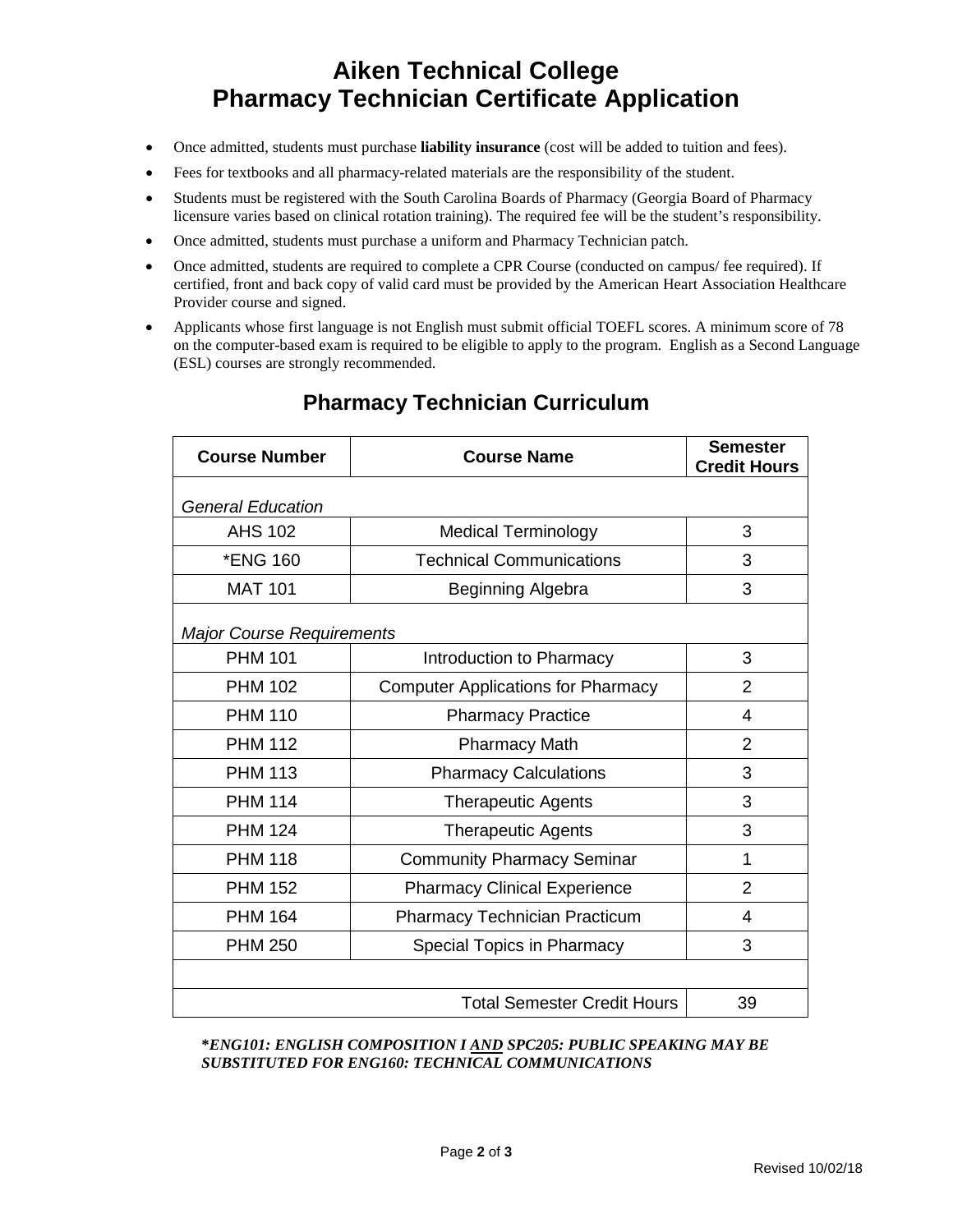# Aiken Technical College
# Pharmacy Technician Certificate Application

- Once admitted, students must purchase **liability insurance** (cost will be added to tuition and fees).
- Fees for textbooks and all pharmacy-related materials are the responsibility of the student.
- Students must be registered with the South Carolina Boards of Pharmacy (Georgia Board of Pharmacy licensure varies based on clinical rotation training). The required fee will be the student's responsibility.
- Once admitted, students must purchase a uniform and Pharmacy Technician patch.
- Once admitted, students are required to complete a CPR Course (conducted on campus/ fee required). If certified, front and back copy of valid card must be provided by the American Heart Association Healthcare Provider course and signed.
- Applicants whose first language is not English must submit official TOEFL scores. A minimum score of 78 on the computer-based exam is required to be eligible to apply to the program. English as a Second Language (ESL) courses are strongly recommended.

## Pharmacy Technician Curriculum

| Course Number | Course Name | Semester Credit Hours |
|---|---|---|
| *General Education* | | |
| AHS 102 | Medical Terminology | 3 |
| *ENG 160 | Technical Communications | 3 |
| MAT 101 | Beginning Algebra | 3 |
| *Major Course Requirements* | | |
| PHM 101 | Introduction to Pharmacy | 3 |
| PHM 102 | Computer Applications for Pharmacy | 2 |
| PHM 110 | Pharmacy Practice | 4 |
| PHM 112 | Pharmacy Math | 2 |
| PHM 113 | Pharmacy Calculations | 3 |
| PHM 114 | Therapeutic Agents | 3 |
| PHM 124 | Therapeutic Agents | 3 |
| PHM 118 | Community Pharmacy Seminar | 1 |
| PHM 152 | Pharmacy Clinical Experience | 2 |
| PHM 164 | Pharmacy Technician Practicum | 4 |
| PHM 250 | Special Topics in Pharmacy | 3 |
| | | |
| | Total Semester Credit Hours | 39 |

***ENG101: ENGLISH COMPOSITION I AND SPC205: PUBLIC SPEAKING MAY BE SUBSTITUTED FOR ENG160: TECHNICAL COMMUNICATIONS***

Revised 10/02/18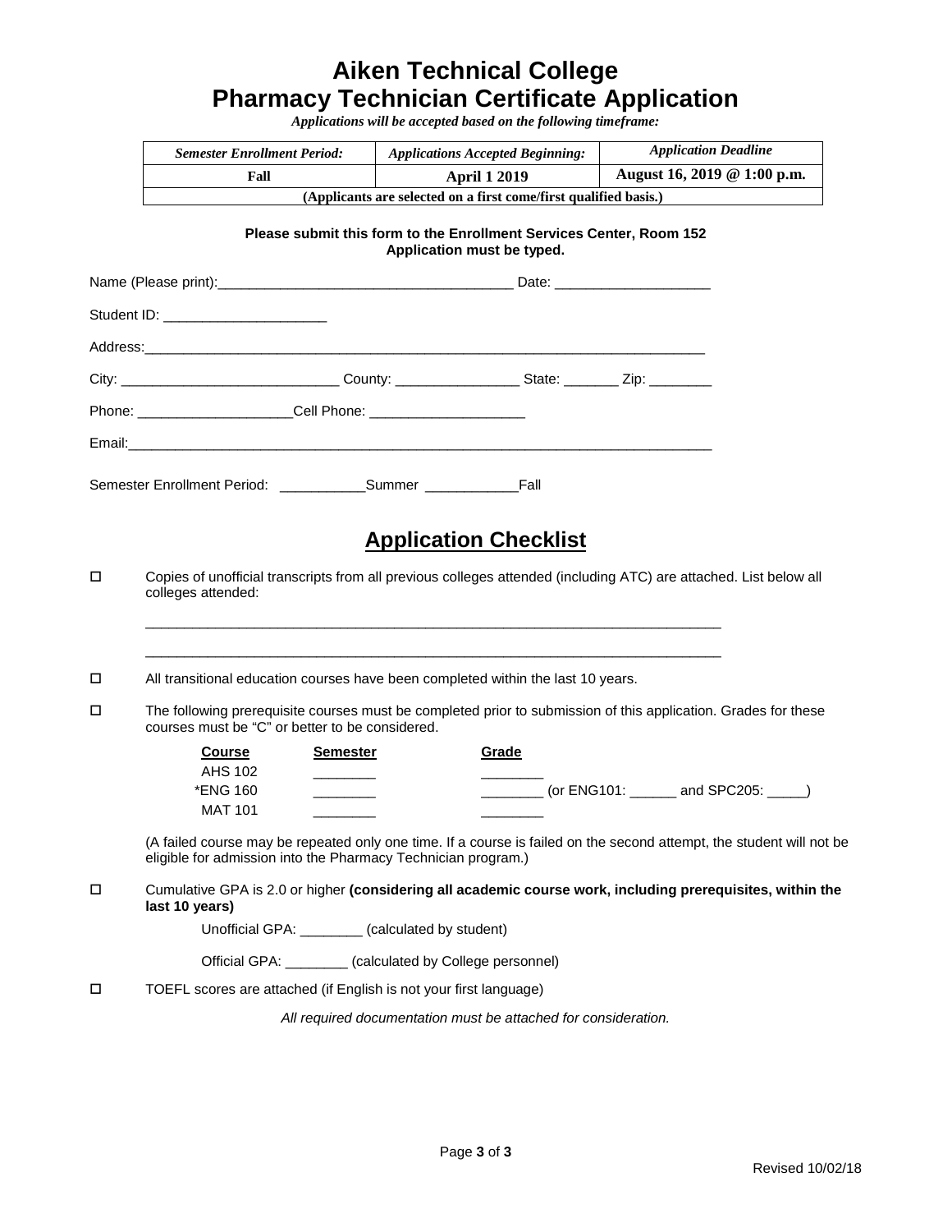# Aiken Technical College
# Pharmacy Technician Certificate Application

*Applications will be accepted based on the following timeframe:*

| *Semester Enrollment Period:* | *Applications Accepted Beginning:* | *Application Deadline* |
|---|---|---|
| **Fall** | **April 1 2019** | **August 16, 2019 @ 1:00 p.m.** |
| **(Applicants are selected on a first come/first qualified basis.)** | | |

**Please submit this form to the Enrollment Services Center, Room 152**
**Application must be typed.**

Name (Please print):______________________________________ Date: ____________________

Student ID: _____________________

Address:______________________________________________________________________________

City: ____________________________ County: ________________ State: _______ Zip: ________

Phone: ____________________Cell Phone: ____________________

Email:________________________________________________________________________________

Semester Enrollment Period: ___________Summer ____________Fall

## Application Checklist

☐ Copies of unofficial transcripts from all previous colleges attended (including ATC) are attached. List below all colleges attended:

______________________________________________________________________________

______________________________________________________________________________

☐ All transitional education courses have been completed within the last 10 years.

☐ The following prerequisite courses must be completed prior to submission of this application. Grades for these courses must be "C" or better to be considered.

| **Course** | **Semester** | **Grade** |
|---|---|---|
| AHS 102 | ________ | ________ |
| *ENG 160 | ________ | ________ (or ENG101: ______ and SPC205: _____) |
| MAT 101 | ________ | ________ |

(A failed course may be repeated only one time. If a course is failed on the second attempt, the student will not be eligible for admission into the Pharmacy Technician program.)

☐ Cumulative GPA is 2.0 or higher **(considering all academic course work, including prerequisites, within the last 10 years)**

Unofficial GPA: ________ (calculated by student)

Official GPA: ________ (calculated by College personnel)

☐ TOEFL scores are attached (if English is not your first language)

*All required documentation must be attached for consideration.*

Revised 10/02/18